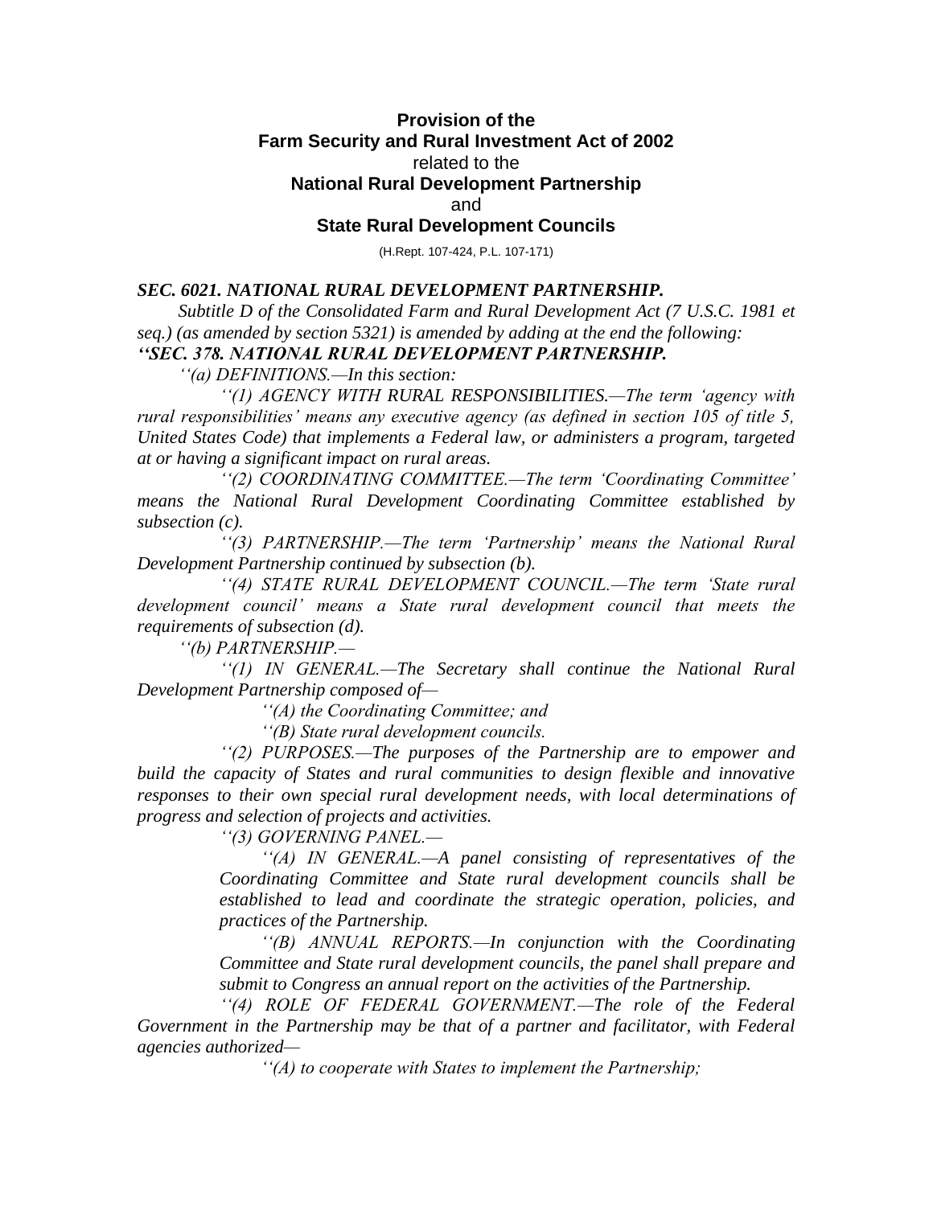# Provision of the Farm Security and Rural Investment Act of 2002

related to the

## National Rural Development Partnership

and

## State Rural Development Councils

(H.Rept. 107-424, P.L. 107-171)

***SEC. 6021. NATIONAL RURAL DEVELOPMENT PARTNERSHIP.***

*Subtitle D of the Consolidated Farm and Rural Development Act (7 U.S.C. 1981 et seq.) (as amended by section 5321) is amended by adding at the end the following:*

***''SEC. 378. NATIONAL RURAL DEVELOPMENT PARTNERSHIP.***

*''(a) DEFINITIONS.—In this section:*

*''(1) AGENCY WITH RURAL RESPONSIBILITIES.—The term 'agency with rural responsibilities' means any executive agency (as defined in section 105 of title 5, United States Code) that implements a Federal law, or administers a program, targeted at or having a significant impact on rural areas.*

*''(2) COORDINATING COMMITTEE.—The term 'Coordinating Committee' means the National Rural Development Coordinating Committee established by subsection (c).*

*''(3) PARTNERSHIP.—The term 'Partnership' means the National Rural Development Partnership continued by subsection (b).*

*''(4) STATE RURAL DEVELOPMENT COUNCIL.—The term 'State rural development council' means a State rural development council that meets the requirements of subsection (d).*

*''(b) PARTNERSHIP.—*

*''(1) IN GENERAL.—The Secretary shall continue the National Rural Development Partnership composed of—*

*''(A) the Coordinating Committee; and*

*''(B) State rural development councils.*

*''(2) PURPOSES.—The purposes of the Partnership are to empower and build the capacity of States and rural communities to design flexible and innovative responses to their own special rural development needs, with local determinations of progress and selection of projects and activities.*

*''(3) GOVERNING PANEL.—*

*''(A) IN GENERAL.—A panel consisting of representatives of the Coordinating Committee and State rural development councils shall be established to lead and coordinate the strategic operation, policies, and practices of the Partnership.*

*''(B) ANNUAL REPORTS.—In conjunction with the Coordinating Committee and State rural development councils, the panel shall prepare and submit to Congress an annual report on the activities of the Partnership.*

*''(4) ROLE OF FEDERAL GOVERNMENT.—The role of the Federal Government in the Partnership may be that of a partner and facilitator, with Federal agencies authorized—*

*''(A) to cooperate with States to implement the Partnership;*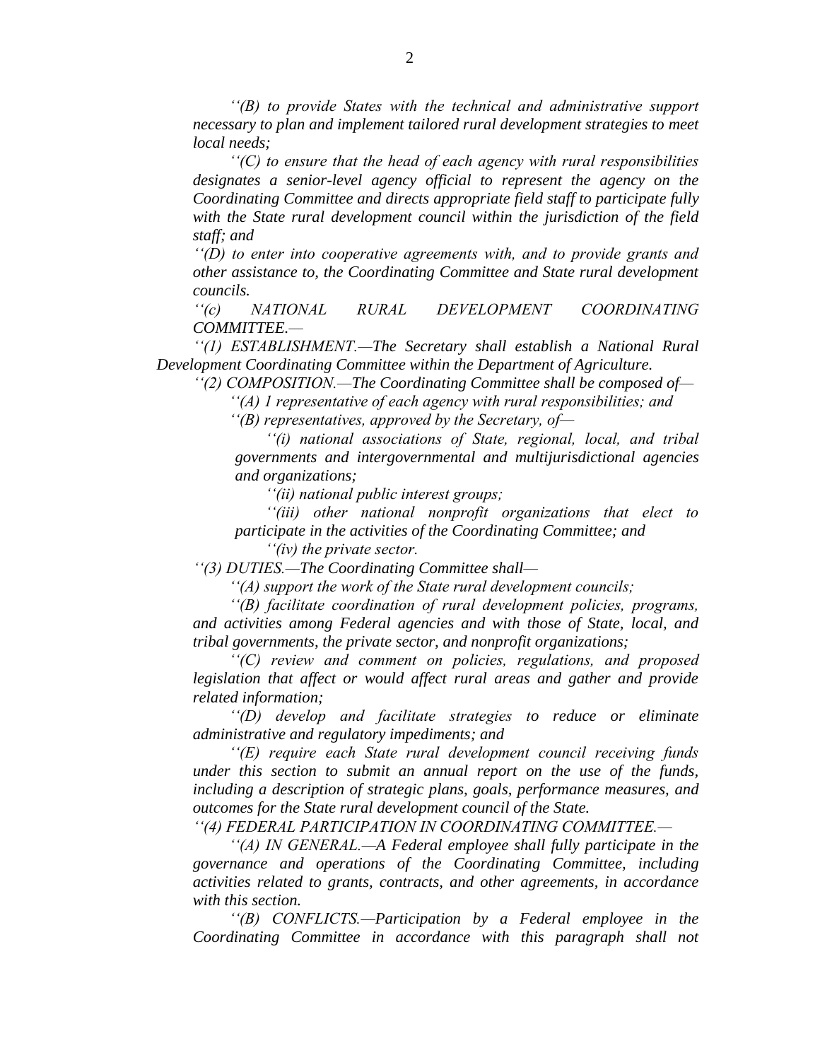*''(B) to provide States with the technical and administrative support necessary to plan and implement tailored rural development strategies to meet local needs;*

*''(C) to ensure that the head of each agency with rural responsibilities designates a senior-level agency official to represent the agency on the Coordinating Committee and directs appropriate field staff to participate fully with the State rural development council within the jurisdiction of the field staff; and*

*''(D) to enter into cooperative agreements with, and to provide grants and other assistance to, the Coordinating Committee and State rural development councils.*

*''(c) NATIONAL RURAL DEVELOPMENT COORDINATING COMMITTEE.—*

*''(1) ESTABLISHMENT.—The Secretary shall establish a National Rural Development Coordinating Committee within the Department of Agriculture.*

*''(2) COMPOSITION.—The Coordinating Committee shall be composed of—*

*''(A) 1 representative of each agency with rural responsibilities; and*

*''(B) representatives, approved by the Secretary, of—*

*''(i) national associations of State, regional, local, and tribal governments and intergovernmental and multijurisdictional agencies and organizations;*

*''(ii) national public interest groups;*

*''(iii) other national nonprofit organizations that elect to participate in the activities of the Coordinating Committee; and*

*''(iv) the private sector.*

*''(3) DUTIES.—The Coordinating Committee shall—*

*''(A) support the work of the State rural development councils;*

*''(B) facilitate coordination of rural development policies, programs, and activities among Federal agencies and with those of State, local, and tribal governments, the private sector, and nonprofit organizations;*

*''(C) review and comment on policies, regulations, and proposed legislation that affect or would affect rural areas and gather and provide related information;*

*''(D) develop and facilitate strategies to reduce or eliminate administrative and regulatory impediments; and*

*''(E) require each State rural development council receiving funds under this section to submit an annual report on the use of the funds, including a description of strategic plans, goals, performance measures, and outcomes for the State rural development council of the State.*

*''(4) FEDERAL PARTICIPATION IN COORDINATING COMMITTEE.—*

*''(A) IN GENERAL.—A Federal employee shall fully participate in the governance and operations of the Coordinating Committee, including activities related to grants, contracts, and other agreements, in accordance with this section.*

*''(B) CONFLICTS.—Participation by a Federal employee in the Coordinating Committee in accordance with this paragraph shall not*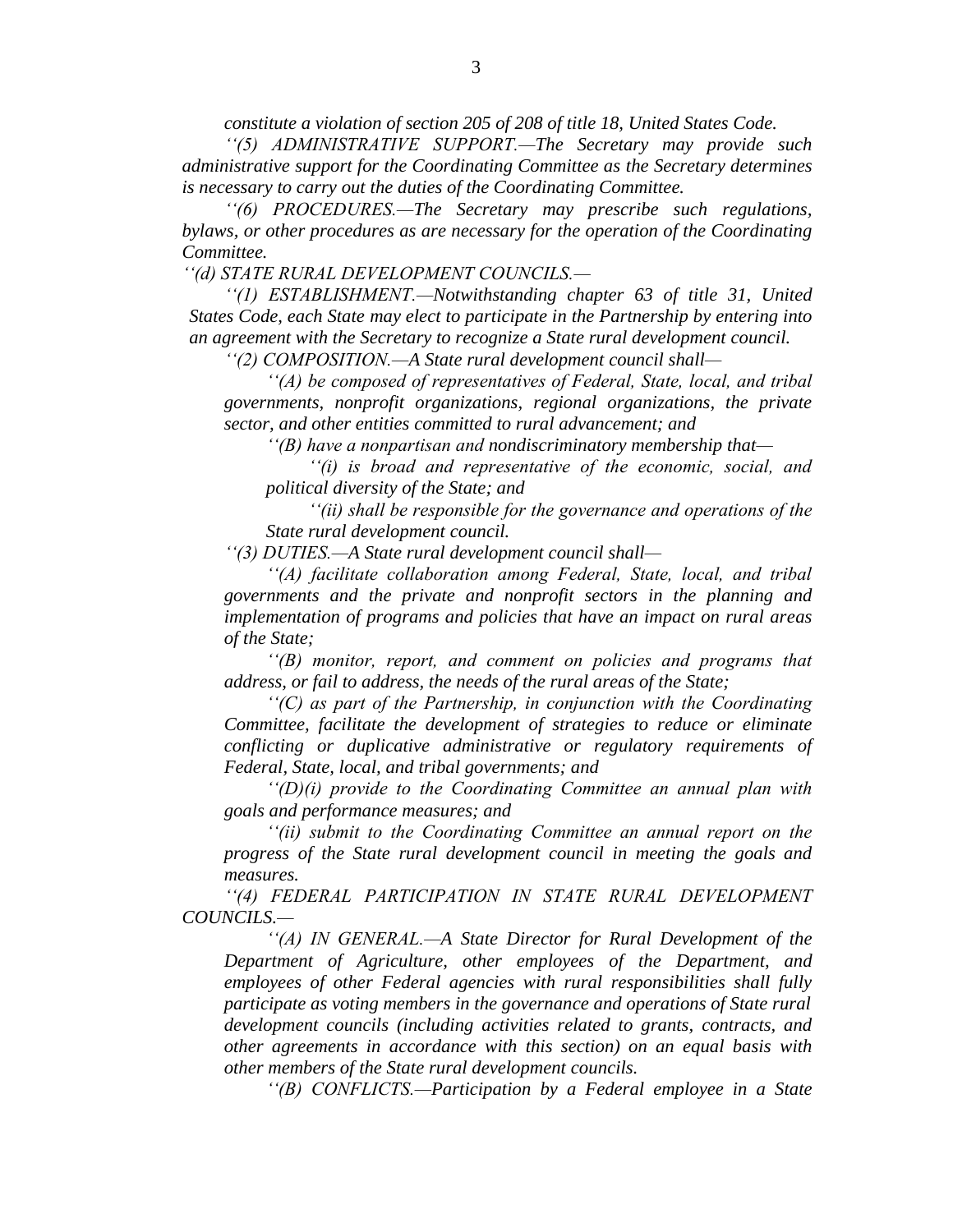*constitute a violation of section 205 of 208 of title 18, United States Code.*

*''(5) ADMINISTRATIVE SUPPORT.—The Secretary may provide such administrative support for the Coordinating Committee as the Secretary determines is necessary to carry out the duties of the Coordinating Committee.*

*''(6) PROCEDURES.—The Secretary may prescribe such regulations, bylaws, or other procedures as are necessary for the operation of the Coordinating Committee.*

*''(d) STATE RURAL DEVELOPMENT COUNCILS.—*

*''(1) ESTABLISHMENT.—Notwithstanding chapter 63 of title 31, United States Code, each State may elect to participate in the Partnership by entering into an agreement with the Secretary to recognize a State rural development council.*

*''(2) COMPOSITION.—A State rural development council shall—*

*''(A) be composed of representatives of Federal, State, local, and tribal governments, nonprofit organizations, regional organizations, the private sector, and other entities committed to rural advancement; and*

*''(B) have a nonpartisan and nondiscriminatory membership that—*

*''(i) is broad and representative of the economic, social, and political diversity of the State; and*

*''(ii) shall be responsible for the governance and operations of the State rural development council.*

*''(3) DUTIES.—A State rural development council shall—*

*''(A) facilitate collaboration among Federal, State, local, and tribal governments and the private and nonprofit sectors in the planning and implementation of programs and policies that have an impact on rural areas of the State;*

*''(B) monitor, report, and comment on policies and programs that address, or fail to address, the needs of the rural areas of the State;*

*''(C) as part of the Partnership, in conjunction with the Coordinating Committee, facilitate the development of strategies to reduce or eliminate conflicting or duplicative administrative or regulatory requirements of Federal, State, local, and tribal governments; and*

*''(D)(i) provide to the Coordinating Committee an annual plan with goals and performance measures; and*

*''(ii) submit to the Coordinating Committee an annual report on the progress of the State rural development council in meeting the goals and measures.*

*''(4) FEDERAL PARTICIPATION IN STATE RURAL DEVELOPMENT COUNCILS.—*

*''(A) IN GENERAL.—A State Director for Rural Development of the Department of Agriculture, other employees of the Department, and employees of other Federal agencies with rural responsibilities shall fully participate as voting members in the governance and operations of State rural development councils (including activities related to grants, contracts, and other agreements in accordance with this section) on an equal basis with other members of the State rural development councils.*

*''(B) CONFLICTS.—Participation by a Federal employee in a State*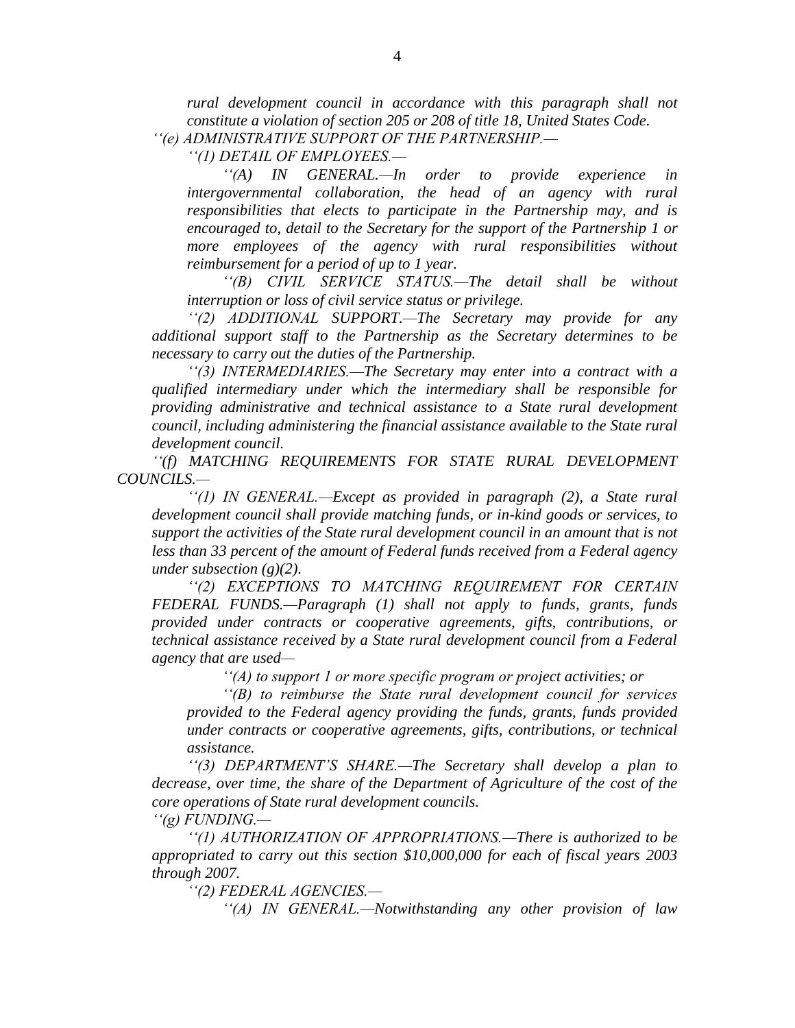*rural development council in accordance with this paragraph shall not constitute a violation of section 205 or 208 of title 18, United States Code.*

*''(e) ADMINISTRATIVE SUPPORT OF THE PARTNERSHIP.—*

*''(1) DETAIL OF EMPLOYEES.—*

*''(A) IN GENERAL.—In order to provide experience in intergovernmental collaboration, the head of an agency with rural responsibilities that elects to participate in the Partnership may, and is encouraged to, detail to the Secretary for the support of the Partnership 1 or more employees of the agency with rural responsibilities without reimbursement for a period of up to 1 year.*

*''(B) CIVIL SERVICE STATUS.—The detail shall be without interruption or loss of civil service status or privilege.*

*''(2) ADDITIONAL SUPPORT.—The Secretary may provide for any additional support staff to the Partnership as the Secretary determines to be necessary to carry out the duties of the Partnership.*

*''(3) INTERMEDIARIES.—The Secretary may enter into a contract with a qualified intermediary under which the intermediary shall be responsible for providing administrative and technical assistance to a State rural development council, including administering the financial assistance available to the State rural development council.*

*''(f) MATCHING REQUIREMENTS FOR STATE RURAL DEVELOPMENT COUNCILS.—*

*''(1) IN GENERAL.—Except as provided in paragraph (2), a State rural development council shall provide matching funds, or in-kind goods or services, to support the activities of the State rural development council in an amount that is not less than 33 percent of the amount of Federal funds received from a Federal agency under subsection (g)(2).*

*''(2) EXCEPTIONS TO MATCHING REQUIREMENT FOR CERTAIN FEDERAL FUNDS.—Paragraph (1) shall not apply to funds, grants, funds provided under contracts or cooperative agreements, gifts, contributions, or technical assistance received by a State rural development council from a Federal agency that are used—*

*''(A) to support 1 or more specific program or project activities; or*

*''(B) to reimburse the State rural development council for services provided to the Federal agency providing the funds, grants, funds provided under contracts or cooperative agreements, gifts, contributions, or technical assistance.*

*''(3) DEPARTMENT'S SHARE.—The Secretary shall develop a plan to decrease, over time, the share of the Department of Agriculture of the cost of the core operations of State rural development councils.*

*''(g) FUNDING.—*

*''(1) AUTHORIZATION OF APPROPRIATIONS.—There is authorized to be appropriated to carry out this section $10,000,000 for each of fiscal years 2003 through 2007.*

*''(2) FEDERAL AGENCIES.—*

*''(A) IN GENERAL.—Notwithstanding any other provision of law*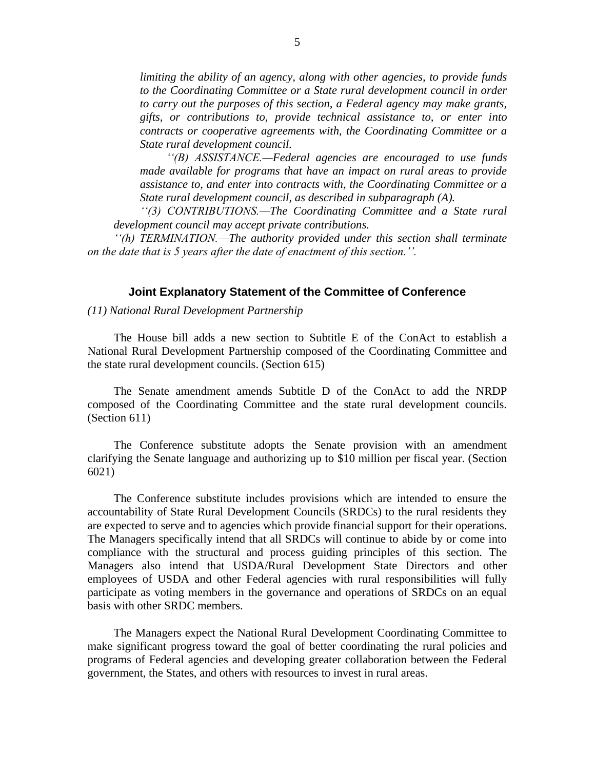*limiting the ability of an agency, along with other agencies, to provide funds to the Coordinating Committee or a State rural development council in order to carry out the purposes of this section, a Federal agency may make grants, gifts, or contributions to, provide technical assistance to, or enter into contracts or cooperative agreements with, the Coordinating Committee or a State rural development council.*

*''(B) ASSISTANCE.—Federal agencies are encouraged to use funds made available for programs that have an impact on rural areas to provide assistance to, and enter into contracts with, the Coordinating Committee or a State rural development council, as described in subparagraph (A).*

*''(3) CONTRIBUTIONS.—The Coordinating Committee and a State rural development council may accept private contributions.*

*''(h) TERMINATION.—The authority provided under this section shall terminate on the date that is 5 years after the date of enactment of this section.''.*

## Joint Explanatory Statement of the Committee of Conference

*(11) National Rural Development Partnership*

The House bill adds a new section to Subtitle E of the ConAct to establish a National Rural Development Partnership composed of the Coordinating Committee and the state rural development councils. (Section 615)

The Senate amendment amends Subtitle D of the ConAct to add the NRDP composed of the Coordinating Committee and the state rural development councils. (Section 611)

The Conference substitute adopts the Senate provision with an amendment clarifying the Senate language and authorizing up to $10 million per fiscal year. (Section 6021)

The Conference substitute includes provisions which are intended to ensure the accountability of State Rural Development Councils (SRDCs) to the rural residents they are expected to serve and to agencies which provide financial support for their operations. The Managers specifically intend that all SRDCs will continue to abide by or come into compliance with the structural and process guiding principles of this section. The Managers also intend that USDA/Rural Development State Directors and other employees of USDA and other Federal agencies with rural responsibilities will fully participate as voting members in the governance and operations of SRDCs on an equal basis with other SRDC members.

The Managers expect the National Rural Development Coordinating Committee to make significant progress toward the goal of better coordinating the rural policies and programs of Federal agencies and developing greater collaboration between the Federal government, the States, and others with resources to invest in rural areas.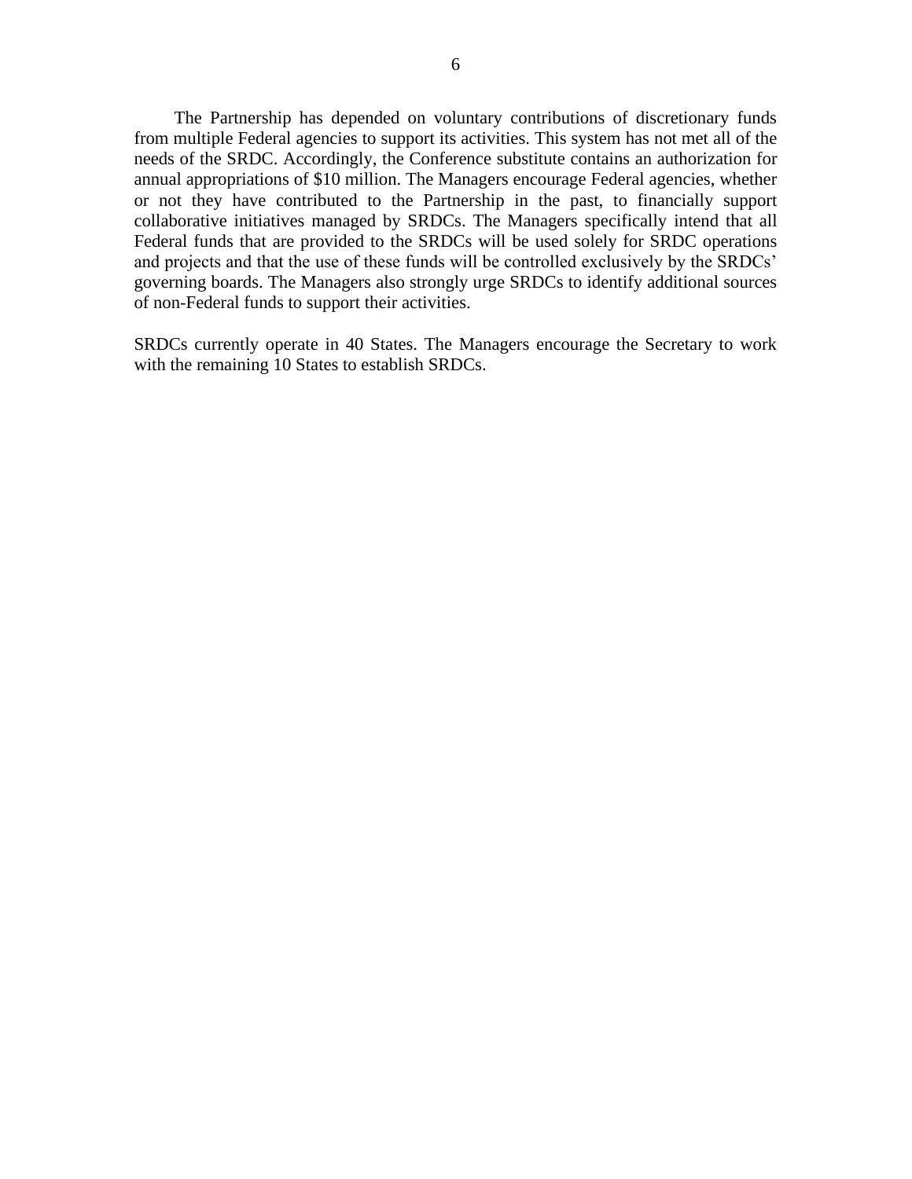The Partnership has depended on voluntary contributions of discretionary funds from multiple Federal agencies to support its activities. This system has not met all of the needs of the SRDC. Accordingly, the Conference substitute contains an authorization for annual appropriations of $10 million. The Managers encourage Federal agencies, whether or not they have contributed to the Partnership in the past, to financially support collaborative initiatives managed by SRDCs. The Managers specifically intend that all Federal funds that are provided to the SRDCs will be used solely for SRDC operations and projects and that the use of these funds will be controlled exclusively by the SRDCs' governing boards. The Managers also strongly urge SRDCs to identify additional sources of non-Federal funds to support their activities.

SRDCs currently operate in 40 States. The Managers encourage the Secretary to work with the remaining 10 States to establish SRDCs.